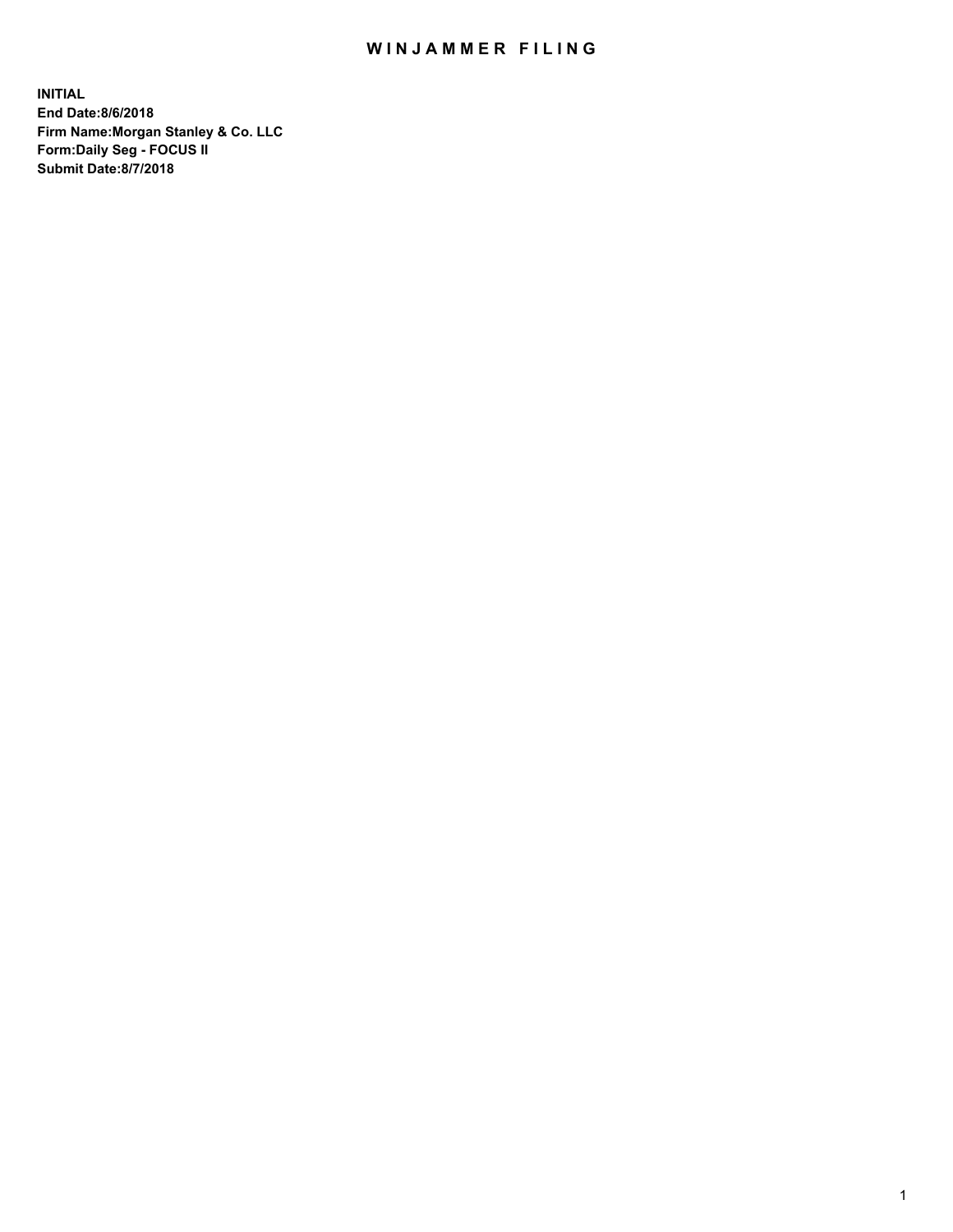# WINJAMMER FILING

**INITIAL**
**End Date:8/6/2018**
**Firm Name:Morgan Stanley & Co. LLC**
**Form:Daily Seg - FOCUS II**
**Submit Date:8/7/2018**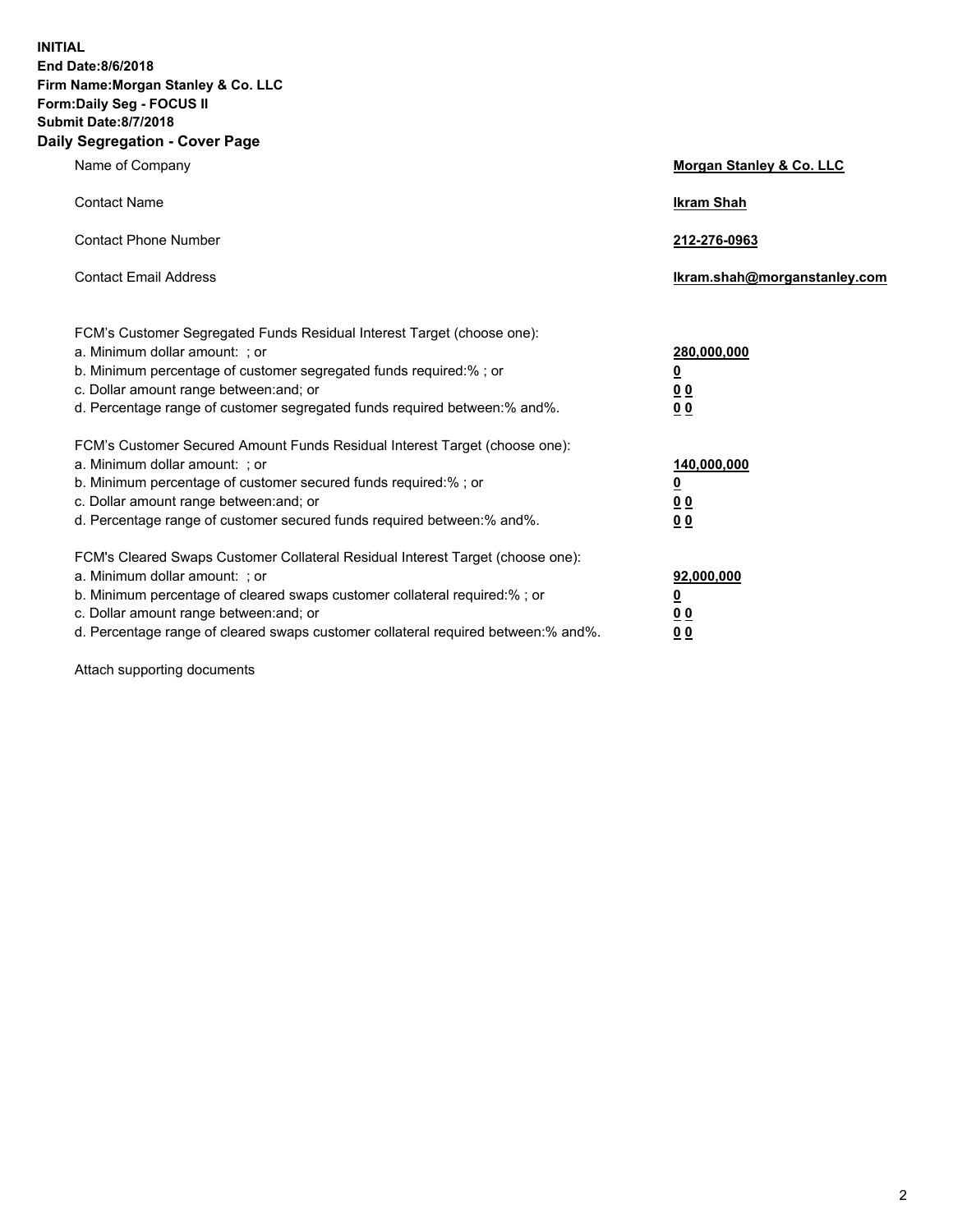**INITIAL**
**End Date:8/6/2018**
**Firm Name:Morgan Stanley & Co. LLC**
**Form:Daily Seg - FOCUS II**
**Submit Date:8/7/2018**

## Daily Segregation - Cover Page

| | |
|---|---|
| Name of Company | **Morgan Stanley & Co. LLC** |
| Contact Name | **Ikram Shah** |
| Contact Phone Number | **212-276-0963** |
| Contact Email Address | **Ikram.shah@morganstanley.com** |

| | |
|---|---|
| FCM's Customer Segregated Funds Residual Interest Target (choose one): | |
| a. Minimum dollar amount: ; or | **280,000,000** |
| b. Minimum percentage of customer segregated funds required:% ; or | **0** |
| c. Dollar amount range between:and; or | **0 0** |
| d. Percentage range of customer segregated funds required between:% and%. | **0 0** |
| FCM's Customer Secured Amount Funds Residual Interest Target (choose one): | |
| a. Minimum dollar amount: ; or | **140,000,000** |
| b. Minimum percentage of customer secured funds required:% ; or | **0** |
| c. Dollar amount range between:and; or | **0 0** |
| d. Percentage range of customer secured funds required between:% and%. | **0 0** |
| FCM's Cleared Swaps Customer Collateral Residual Interest Target (choose one): | |
| a. Minimum dollar amount: ; or | **92,000,000** |
| b. Minimum percentage of cleared swaps customer collateral required:% ; or | **0** |
| c. Dollar amount range between:and; or | **0 0** |
| d. Percentage range of cleared swaps customer collateral required between:% and%. | **0 0** |

Attach supporting documents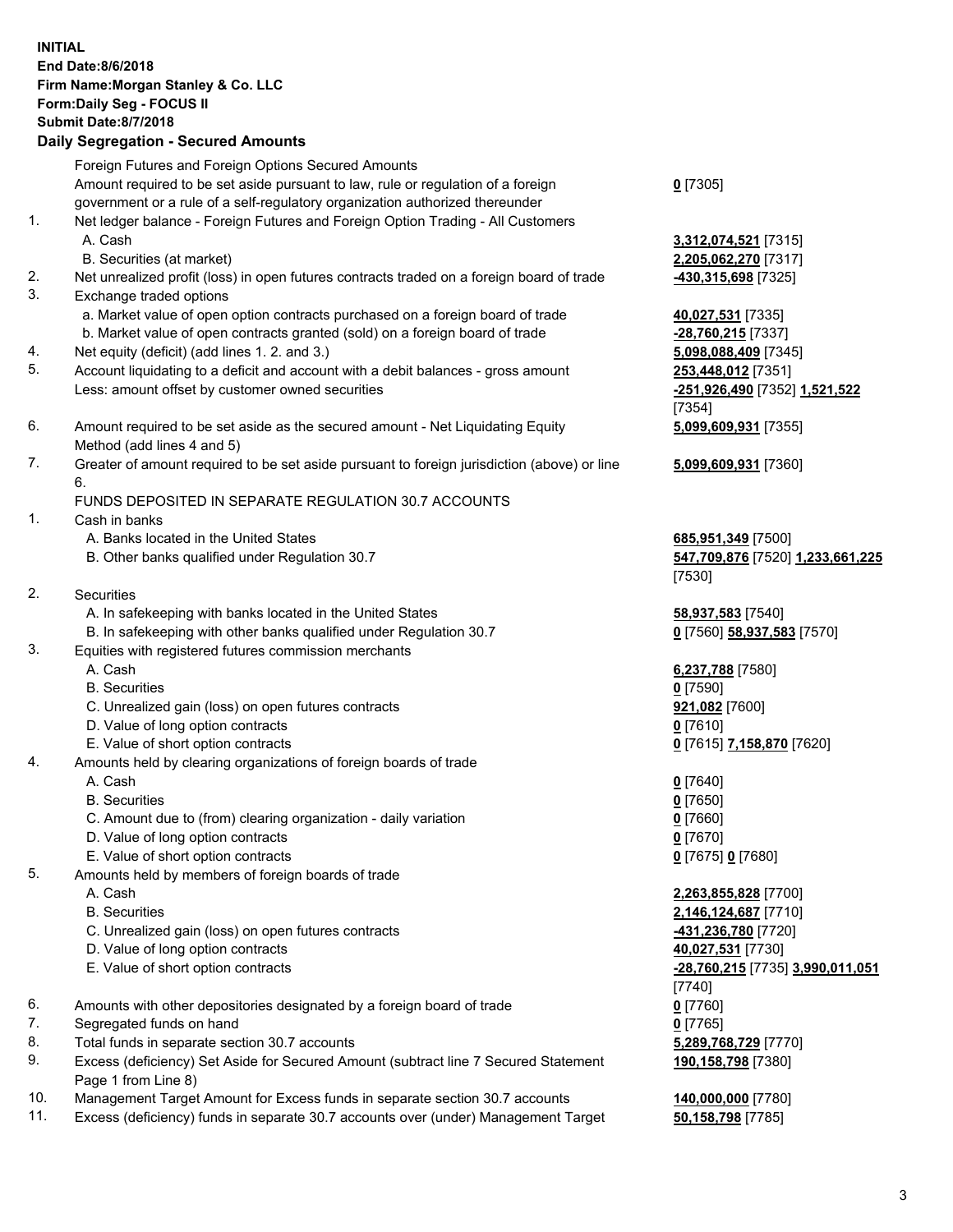**INITIAL**
**End Date:8/6/2018**
**Firm Name:Morgan Stanley & Co. LLC**
**Form:Daily Seg - FOCUS II**
**Submit Date:8/7/2018**

## Daily Segregation - Secured Amounts

| | | |
|---|---|---|
| | Foreign Futures and Foreign Options Secured Amounts | |
| | Amount required to be set aside pursuant to law, rule or regulation of a foreign government or a rule of a self-regulatory organization authorized thereunder | **0** [7305] |
| 1. | Net ledger balance - Foreign Futures and Foreign Option Trading - All Customers | |
| | A. Cash | **3,312,074,521** [7315] |
| | B. Securities (at market) | **2,205,062,270** [7317] |
| 2. | Net unrealized profit (loss) in open futures contracts traded on a foreign board of trade | **-430,315,698** [7325] |
| 3. | Exchange traded options | |
| | a. Market value of open option contracts purchased on a foreign board of trade | **40,027,531** [7335] |
| | b. Market value of open contracts granted (sold) on a foreign board of trade | **-28,760,215** [7337] |
| 4. | Net equity (deficit) (add lines 1. 2. and 3.) | **5,098,088,409** [7345] |
| 5. | Account liquidating to a deficit and account with a debit balances - gross amount | **253,448,012** [7351] |
| | Less: amount offset by customer owned securities | **-251,926,490** [7352] **1,521,522** [7354] |
| 6. | Amount required to be set aside as the secured amount - Net Liquidating Equity Method (add lines 4 and 5) | **5,099,609,931** [7355] |
| 7. | Greater of amount required to be set aside pursuant to foreign jurisdiction (above) or line 6. | **5,099,609,931** [7360] |
| | FUNDS DEPOSITED IN SEPARATE REGULATION 30.7 ACCOUNTS | |
| 1. | Cash in banks | |
| | A. Banks located in the United States | **685,951,349** [7500] |
| | B. Other banks qualified under Regulation 30.7 | **547,709,876** [7520] **1,233,661,225** [7530] |
| 2. | Securities | |
| | A. In safekeeping with banks located in the United States | **58,937,583** [7540] |
| | B. In safekeeping with other banks qualified under Regulation 30.7 | **0** [7560] **58,937,583** [7570] |
| 3. | Equities with registered futures commission merchants | |
| | A. Cash | **6,237,788** [7580] |
| | B. Securities | **0** [7590] |
| | C. Unrealized gain (loss) on open futures contracts | **921,082** [7600] |
| | D. Value of long option contracts | **0** [7610] |
| | E. Value of short option contracts | **0** [7615] **7,158,870** [7620] |
| 4. | Amounts held by clearing organizations of foreign boards of trade | |
| | A. Cash | **0** [7640] |
| | B. Securities | **0** [7650] |
| | C. Amount due to (from) clearing organization - daily variation | **0** [7660] |
| | D. Value of long option contracts | **0** [7670] |
| | E. Value of short option contracts | **0** [7675] **0** [7680] |
| 5. | Amounts held by members of foreign boards of trade | |
| | A. Cash | **2,263,855,828** [7700] |
| | B. Securities | **2,146,124,687** [7710] |
| | C. Unrealized gain (loss) on open futures contracts | **-431,236,780** [7720] |
| | D. Value of long option contracts | **40,027,531** [7730] |
| | E. Value of short option contracts | **-28,760,215** [7735] **3,990,011,051** [7740] |
| 6. | Amounts with other depositories designated by a foreign board of trade | **0** [7760] |
| 7. | Segregated funds on hand | **0** [7765] |
| 8. | Total funds in separate section 30.7 accounts | **5,289,768,729** [7770] |
| 9. | Excess (deficiency) Set Aside for Secured Amount (subtract line 7 Secured Statement Page 1 from Line 8) | **190,158,798** [7380] |
| 10. | Management Target Amount for Excess funds in separate section 30.7 accounts | **140,000,000** [7780] |
| 11. | Excess (deficiency) funds in separate 30.7 accounts over (under) Management Target | **50,158,798** [7785] |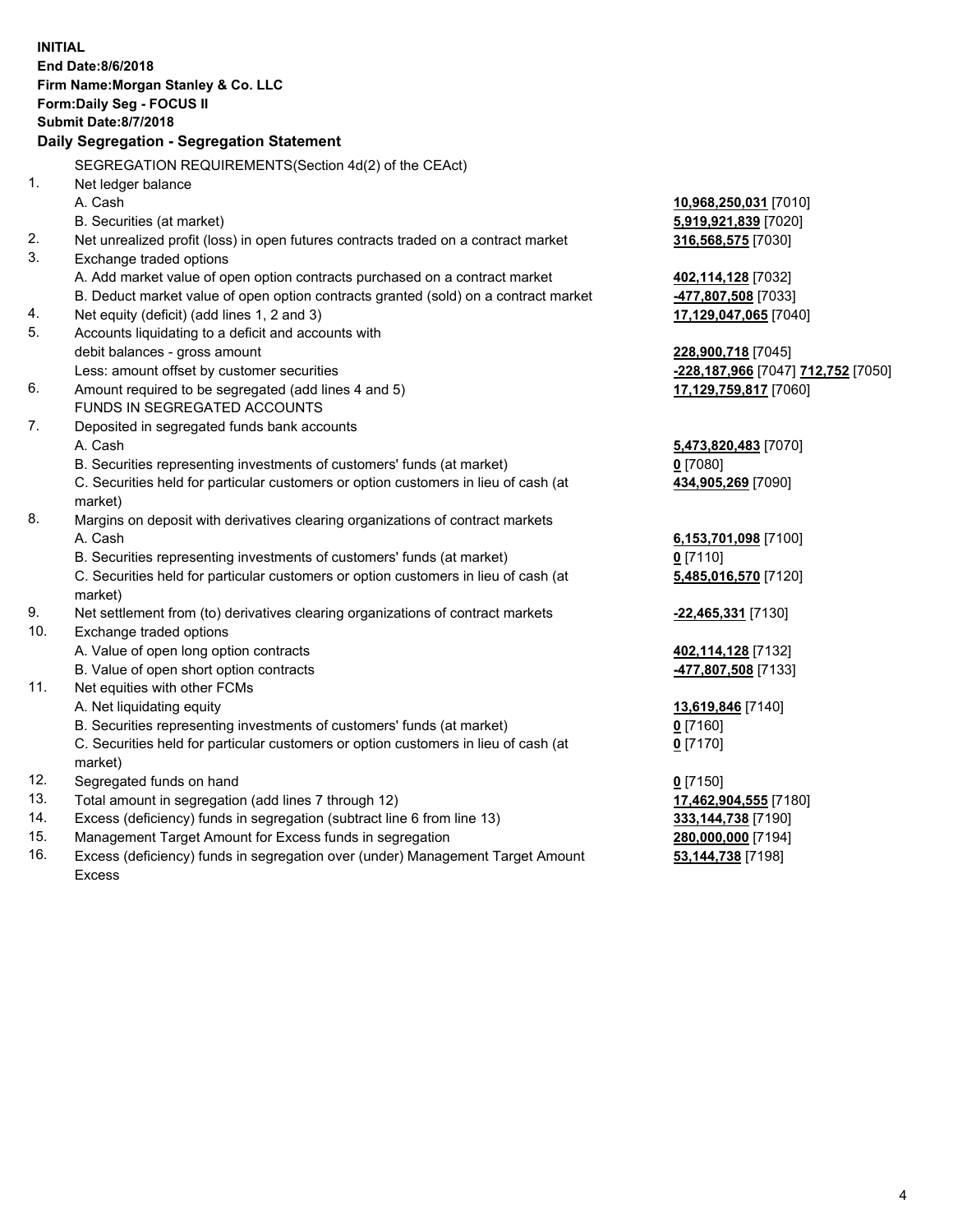**INITIAL**
**End Date:8/6/2018**
**Firm Name:Morgan Stanley & Co. LLC**
**Form:Daily Seg - FOCUS II**
**Submit Date:8/7/2018**

## Daily Segregation - Segregation Statement

SEGREGATION REQUIREMENTS(Section 4d(2) of the CEAct)

| | | |
|---|---|---|
| 1. | Net ledger balance | |
| | A. Cash | **10,968,250,031** [7010] |
| | B. Securities (at market) | **5,919,921,839** [7020] |
| 2. | Net unrealized profit (loss) in open futures contracts traded on a contract market | **316,568,575** [7030] |
| 3. | Exchange traded options | |
| | A. Add market value of open option contracts purchased on a contract market | **402,114,128** [7032] |
| | B. Deduct market value of open option contracts granted (sold) on a contract market | **-477,807,508** [7033] |
| 4. | Net equity (deficit) (add lines 1, 2 and 3) | **17,129,047,065** [7040] |
| 5. | Accounts liquidating to a deficit and accounts with | |
| | debit balances - gross amount | **228,900,718** [7045] |
| | Less: amount offset by customer securities | **-228,187,966** [7047] **712,752** [7050] |
| 6. | Amount required to be segregated (add lines 4 and 5) | **17,129,759,817** [7060] |
| | FUNDS IN SEGREGATED ACCOUNTS | |
| 7. | Deposited in segregated funds bank accounts | |
| | A. Cash | **5,473,820,483** [7070] |
| | B. Securities representing investments of customers' funds (at market) | **0** [7080] |
| | C. Securities held for particular customers or option customers in lieu of cash (at market) | **434,905,269** [7090] |
| 8. | Margins on deposit with derivatives clearing organizations of contract markets | |
| | A. Cash | **6,153,701,098** [7100] |
| | B. Securities representing investments of customers' funds (at market) | **0** [7110] |
| | C. Securities held for particular customers or option customers in lieu of cash (at market) | **5,485,016,570** [7120] |
| 9. | Net settlement from (to) derivatives clearing organizations of contract markets | **-22,465,331** [7130] |
| 10. | Exchange traded options | |
| | A. Value of open long option contracts | **402,114,128** [7132] |
| | B. Value of open short option contracts | **-477,807,508** [7133] |
| 11. | Net equities with other FCMs | |
| | A. Net liquidating equity | **13,619,846** [7140] |
| | B. Securities representing investments of customers' funds (at market) | **0** [7160] |
| | C. Securities held for particular customers or option customers in lieu of cash (at market) | **0** [7170] |
| 12. | Segregated funds on hand | **0** [7150] |
| 13. | Total amount in segregation (add lines 7 through 12) | **17,462,904,555** [7180] |
| 14. | Excess (deficiency) funds in segregation (subtract line 6 from line 13) | **333,144,738** [7190] |
| 15. | Management Target Amount for Excess funds in segregation | **280,000,000** [7194] |
| 16. | Excess (deficiency) funds in segregation over (under) Management Target Amount Excess | **53,144,738** [7198] |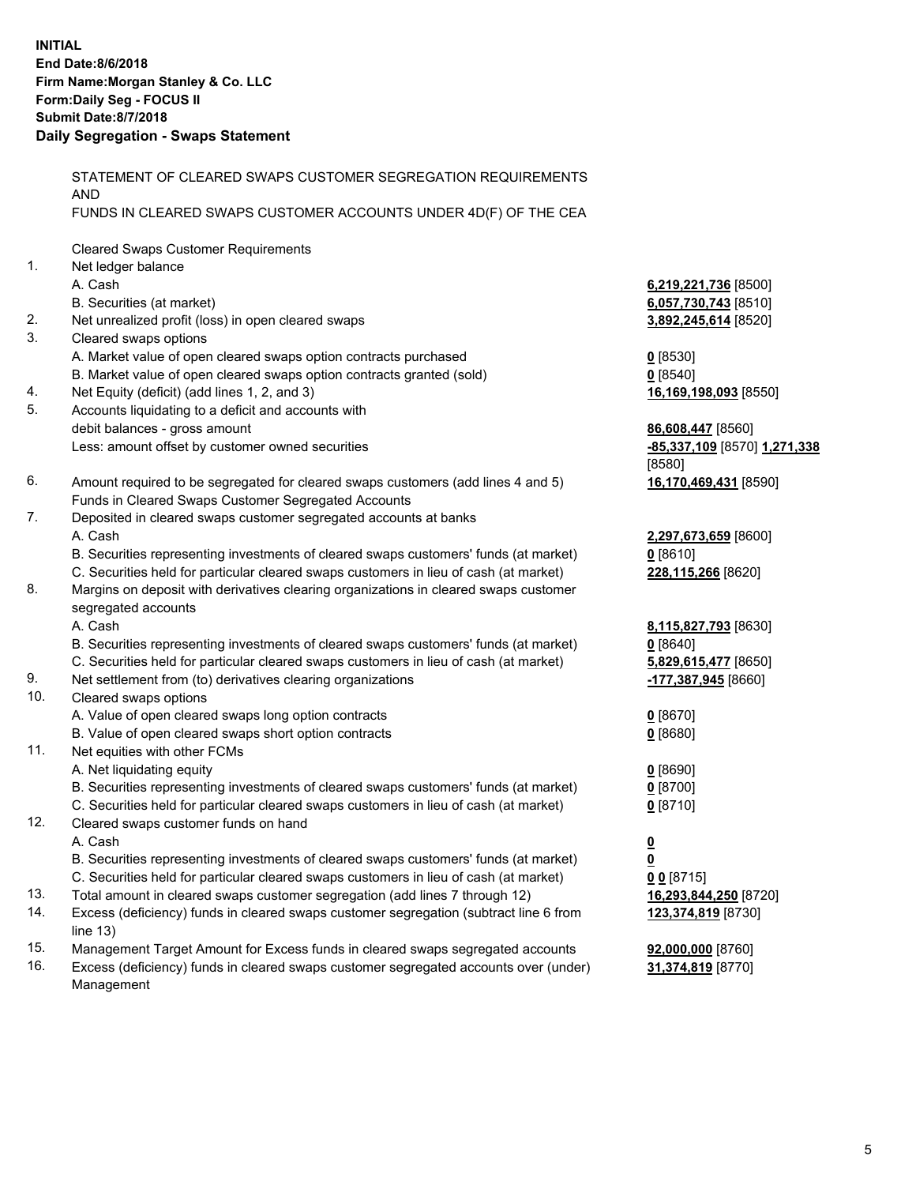**INITIAL**
**End Date:8/6/2018**
**Firm Name:Morgan Stanley & Co. LLC**
**Form:Daily Seg - FOCUS II**
**Submit Date:8/7/2018**
**Daily Segregation - Swaps Statement**

STATEMENT OF CLEARED SWAPS CUSTOMER SEGREGATION REQUIREMENTS AND
FUNDS IN CLEARED SWAPS CUSTOMER ACCOUNTS UNDER 4D(F) OF THE CEA

| | | |
|---|---|---|
| | Cleared Swaps Customer Requirements | |
| 1. | Net ledger balance | |
| | A. Cash | **6,219,221,736** [8500] |
| | B. Securities (at market) | **6,057,730,743** [8510] |
| 2. | Net unrealized profit (loss) in open cleared swaps | **3,892,245,614** [8520] |
| 3. | Cleared swaps options | |
| | A. Market value of open cleared swaps option contracts purchased | **0** [8530] |
| | B. Market value of open cleared swaps option contracts granted (sold) | **0** [8540] |
| 4. | Net Equity (deficit) (add lines 1, 2, and 3) | **16,169,198,093** [8550] |
| 5. | Accounts liquidating to a deficit and accounts with debit balances - gross amount | **86,608,447** [8560] |
| | Less: amount offset by customer owned securities | **-85,337,109** [8570] **1,271,338** [8580] |
| 6. | Amount required to be segregated for cleared swaps customers (add lines 4 and 5) | **16,170,469,431** [8590] |
| | Funds in Cleared Swaps Customer Segregated Accounts | |
| 7. | Deposited in cleared swaps customer segregated accounts at banks | |
| | A. Cash | **2,297,673,659** [8600] |
| | B. Securities representing investments of cleared swaps customers' funds (at market) | **0** [8610] |
| | C. Securities held for particular cleared swaps customers in lieu of cash (at market) | **228,115,266** [8620] |
| 8. | Margins on deposit with derivatives clearing organizations in cleared swaps customer segregated accounts | |
| | A. Cash | **8,115,827,793** [8630] |
| | B. Securities representing investments of cleared swaps customers' funds (at market) | **0** [8640] |
| | C. Securities held for particular cleared swaps customers in lieu of cash (at market) | **5,829,615,477** [8650] |
| 9. | Net settlement from (to) derivatives clearing organizations | **-177,387,945** [8660] |
| 10. | Cleared swaps options | |
| | A. Value of open cleared swaps long option contracts | **0** [8670] |
| | B. Value of open cleared swaps short option contracts | **0** [8680] |
| 11. | Net equities with other FCMs | |
| | A. Net liquidating equity | **0** [8690] |
| | B. Securities representing investments of cleared swaps customers' funds (at market) | **0** [8700] |
| | C. Securities held for particular cleared swaps customers in lieu of cash (at market) | **0** [8710] |
| 12. | Cleared swaps customer funds on hand | |
| | A. Cash | **0** |
| | B. Securities representing investments of cleared swaps customers' funds (at market) | **0** |
| | C. Securities held for particular cleared swaps customers in lieu of cash (at market) | **0** **0** [8715] |
| 13. | Total amount in cleared swaps customer segregation (add lines 7 through 12) | **16,293,844,250** [8720] |
| 14. | Excess (deficiency) funds in cleared swaps customer segregation (subtract line 6 from line 13) | **123,374,819** [8730] |
| 15. | Management Target Amount for Excess funds in cleared swaps segregated accounts | **92,000,000** [8760] |
| 16. | Excess (deficiency) funds in cleared swaps customer segregated accounts over (under) Management | **31,374,819** [8770] |